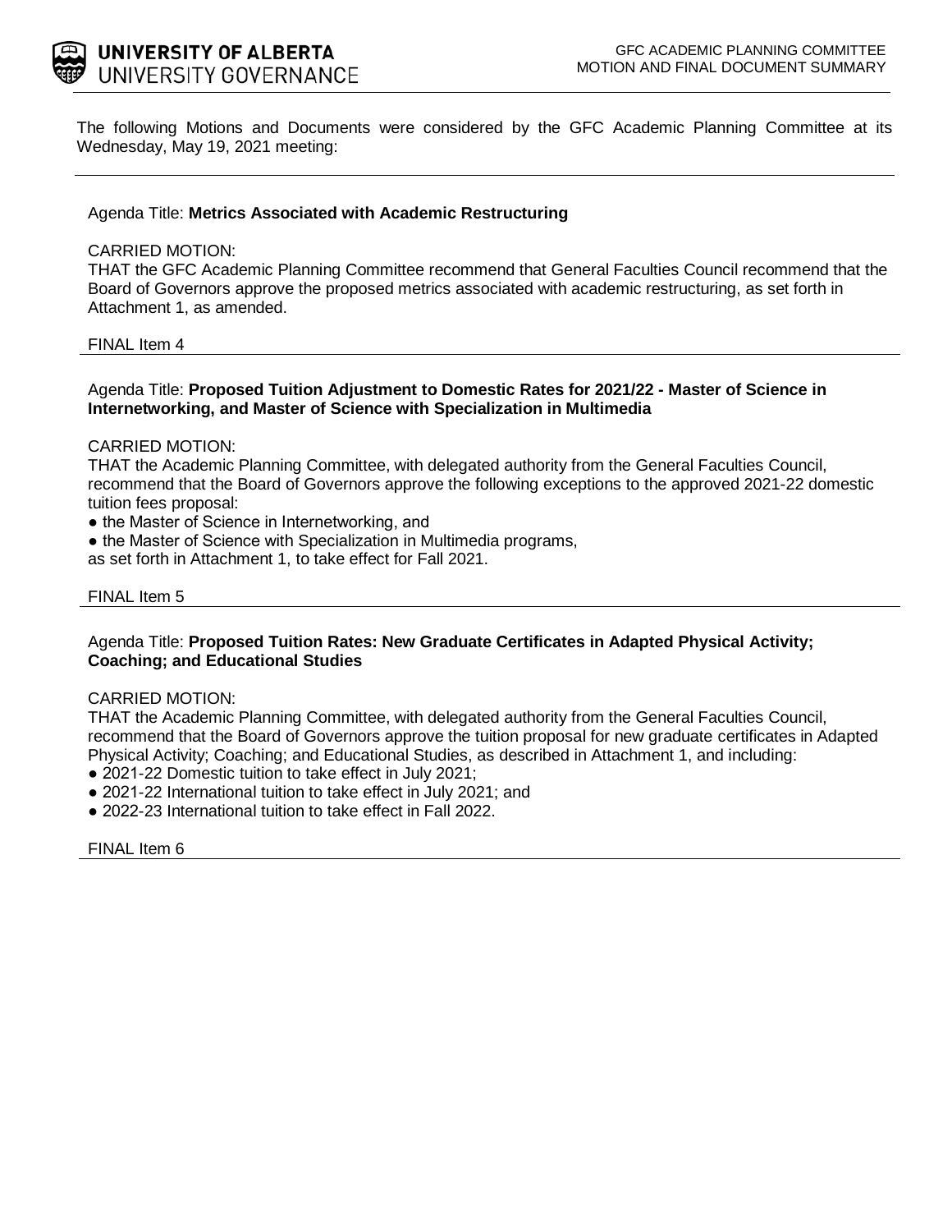UNIVERSITY OF ALBERTA
UNIVERSITY GOVERNANCE

GFC ACADEMIC PLANNING COMMITTEE
MOTION AND FINAL DOCUMENT SUMMARY

The following Motions and Documents were considered by the GFC Academic Planning Committee at its Wednesday, May 19, 2021 meeting:

---

Agenda Title: **Metrics Associated with Academic Restructuring**

CARRIED MOTION:
THAT the GFC Academic Planning Committee recommend that General Faculties Council recommend that the Board of Governors approve the proposed metrics associated with academic restructuring, as set forth in Attachment 1, as amended.

FINAL Item 4

---

Agenda Title: **Proposed Tuition Adjustment to Domestic Rates for 2021/22 - Master of Science in Internetworking, and Master of Science with Specialization in Multimedia**

CARRIED MOTION:
THAT the Academic Planning Committee, with delegated authority from the General Faculties Council, recommend that the Board of Governors approve the following exceptions to the approved 2021-22 domestic tuition fees proposal:

- the Master of Science in Internetworking, and
- the Master of Science with Specialization in Multimedia programs,

as set forth in Attachment 1, to take effect for Fall 2021.

FINAL Item 5

---

Agenda Title: **Proposed Tuition Rates: New Graduate Certificates in Adapted Physical Activity; Coaching; and Educational Studies**

CARRIED MOTION:
THAT the Academic Planning Committee, with delegated authority from the General Faculties Council, recommend that the Board of Governors approve the tuition proposal for new graduate certificates in Adapted Physical Activity; Coaching; and Educational Studies, as described in Attachment 1, and including:

- 2021-22 Domestic tuition to take effect in July 2021;
- 2021-22 International tuition to take effect in July 2021; and
- 2022-23 International tuition to take effect in Fall 2022.

FINAL Item 6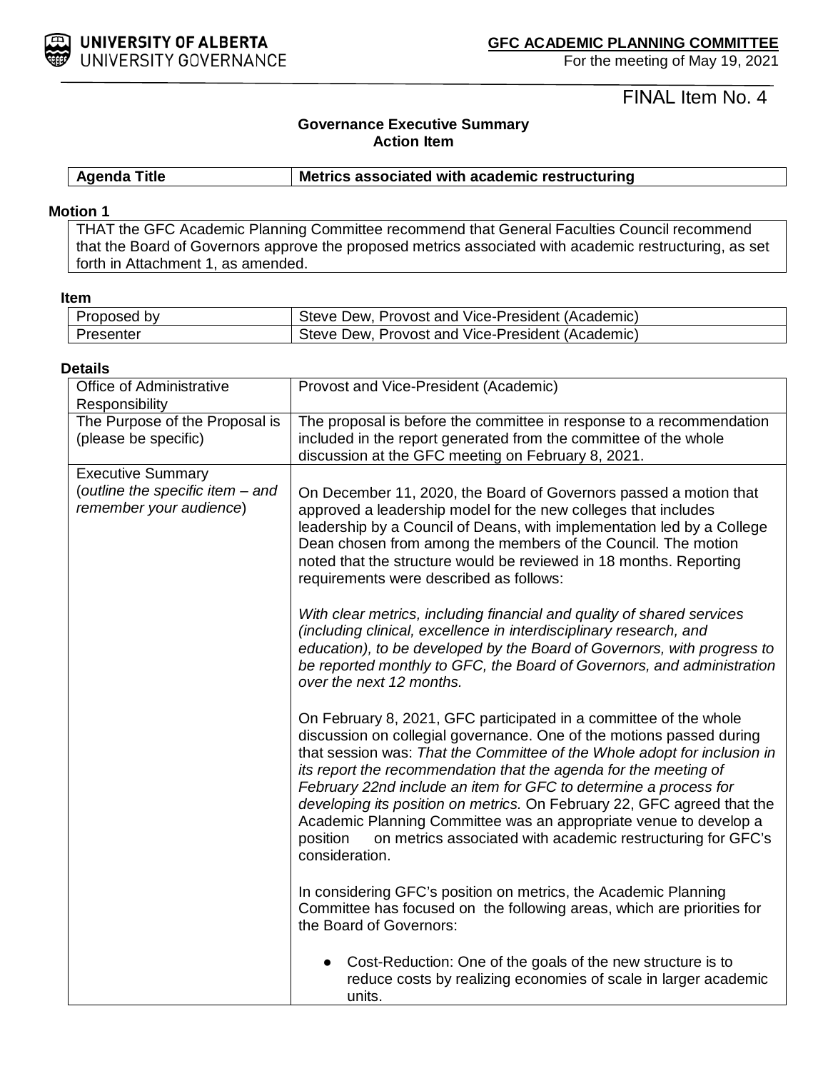**GFC ACADEMIC PLANNING COMMITTEE**
For the meeting of May 19, 2021

FINAL Item No. 4

**Governance Executive Summary**
**Action Item**

| **Agenda Title** | **Metrics associated with academic restructuring** |
|---|---|

**Motion 1**

THAT the GFC Academic Planning Committee recommend that General Faculties Council recommend that the Board of Governors approve the proposed metrics associated with academic restructuring, as set forth in Attachment 1, as amended.

**Item**

| Proposed by | Steve Dew, Provost and Vice-President (Academic) |
|---|---|
| Presenter | Steve Dew, Provost and Vice-President (Academic) |

**Details**

| Office of Administrative Responsibility | Provost and Vice-President (Academic) |
|---|---|
| The Purpose of the Proposal is (please be specific) | The proposal is before the committee in response to a recommendation included in the report generated from the committee of the whole discussion at the GFC meeting on February 8, 2021. |
| Executive Summary (*outline the specific item – and remember your audience*) | On December 11, 2020, the Board of Governors passed a motion that approved a leadership model for the new colleges that includes leadership by a Council of Deans, with implementation led by a College Dean chosen from among the members of the Council. The motion noted that the structure would be reviewed in 18 months. Reporting requirements were described as follows:<br><br>*With clear metrics, including financial and quality of shared services (including clinical, excellence in interdisciplinary research, and education), to be developed by the Board of Governors, with progress to be reported monthly to GFC, the Board of Governors, and administration over the next 12 months.*<br><br>On February 8, 2021, GFC participated in a committee of the whole discussion on collegial governance. One of the motions passed during that session was: *That the Committee of the Whole adopt for inclusion in its report the recommendation that the agenda for the meeting of February 22nd include an item for GFC to determine a process for developing its position on metrics.* On February 22, GFC agreed that the Academic Planning Committee was an appropriate venue to develop a position on metrics associated with academic restructuring for GFC's consideration.<br><br>In considering GFC's position on metrics, the Academic Planning Committee has focused on the following areas, which are priorities for the Board of Governors:<br><br>● Cost-Reduction: One of the goals of the new structure is to reduce costs by realizing economies of scale in larger academic units. |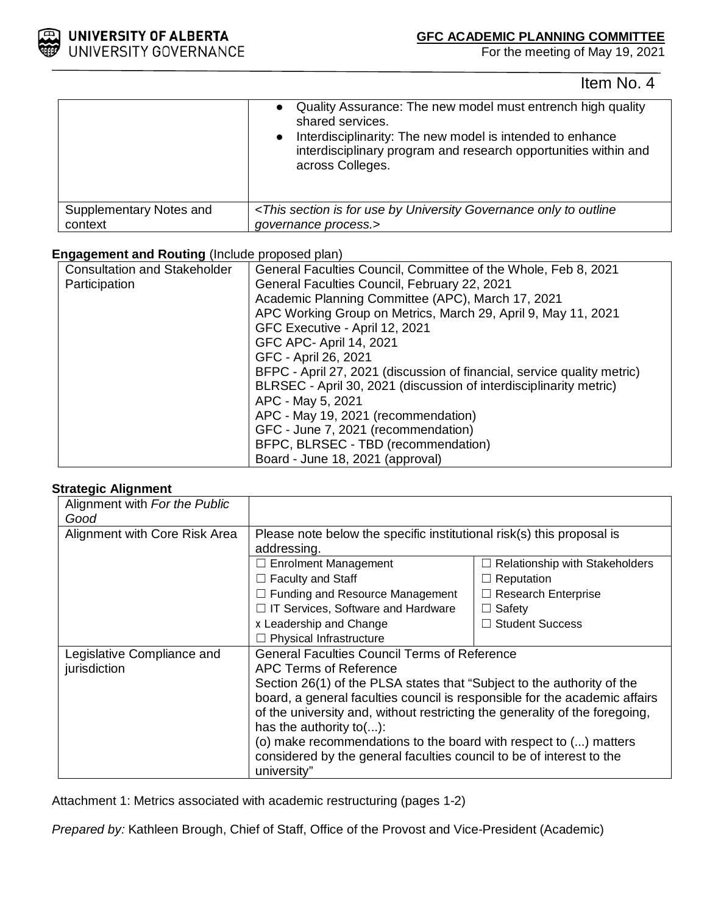Item No. 4

| | |
|---|---|
| | • Quality Assurance: The new model must entrench high quality shared services.<br>• Interdisciplinarity: The new model is intended to enhance interdisciplinary program and research opportunities within and across Colleges. |
| Supplementary Notes and context | *<This section is for use by University Governance only to outline governance process.>* |

**Engagement and Routing** (Include proposed plan)

| | |
|---|---|
| Consultation and Stakeholder Participation | General Faculties Council, Committee of the Whole, Feb 8, 2021<br>General Faculties Council, February 22, 2021<br>Academic Planning Committee (APC), March 17, 2021<br>APC Working Group on Metrics, March 29, April 9, May 11, 2021<br>GFC Executive - April 12, 2021<br>GFC APC- April 14, 2021<br>GFC - April 26, 2021<br>BFPC - April 27, 2021 (discussion of financial, service quality metric)<br>BLRSEC - April 30, 2021 (discussion of interdisciplinarity metric)<br>APC - May 5, 2021<br>APC - May 19, 2021 (recommendation)<br>GFC - June 7, 2021 (recommendation)<br>BFPC, BLRSEC - TBD (recommendation)<br>Board - June 18, 2021 (approval) |

**Strategic Alignment**

| | | |
|---|---|---|
| Alignment with *For the Public Good* | | |
| Alignment with Core Risk Area | Please note below the specific institutional risk(s) this proposal is addressing. | |
| | ☐ Enrolment Management<br>☐ Faculty and Staff<br>☐ Funding and Resource Management<br>☐ IT Services, Software and Hardware<br>x Leadership and Change<br>☐ Physical Infrastructure | ☐ Relationship with Stakeholders<br>☐ Reputation<br>☐ Research Enterprise<br>☐ Safety<br>☐ Student Success |
| Legislative Compliance and jurisdiction | General Faculties Council Terms of Reference<br>APC Terms of Reference<br>Section 26(1) of the PLSA states that "Subject to the authority of the board, a general faculties council is responsible for the academic affairs of the university and, without restricting the generality of the foregoing, has the authority to(...):<br>(o) make recommendations to the board with respect to (...) matters considered by the general faculties council to be of interest to the university" | |

Attachment 1: Metrics associated with academic restructuring (pages 1-2)

*Prepared by:* Kathleen Brough, Chief of Staff, Office of the Provost and Vice-President (Academic)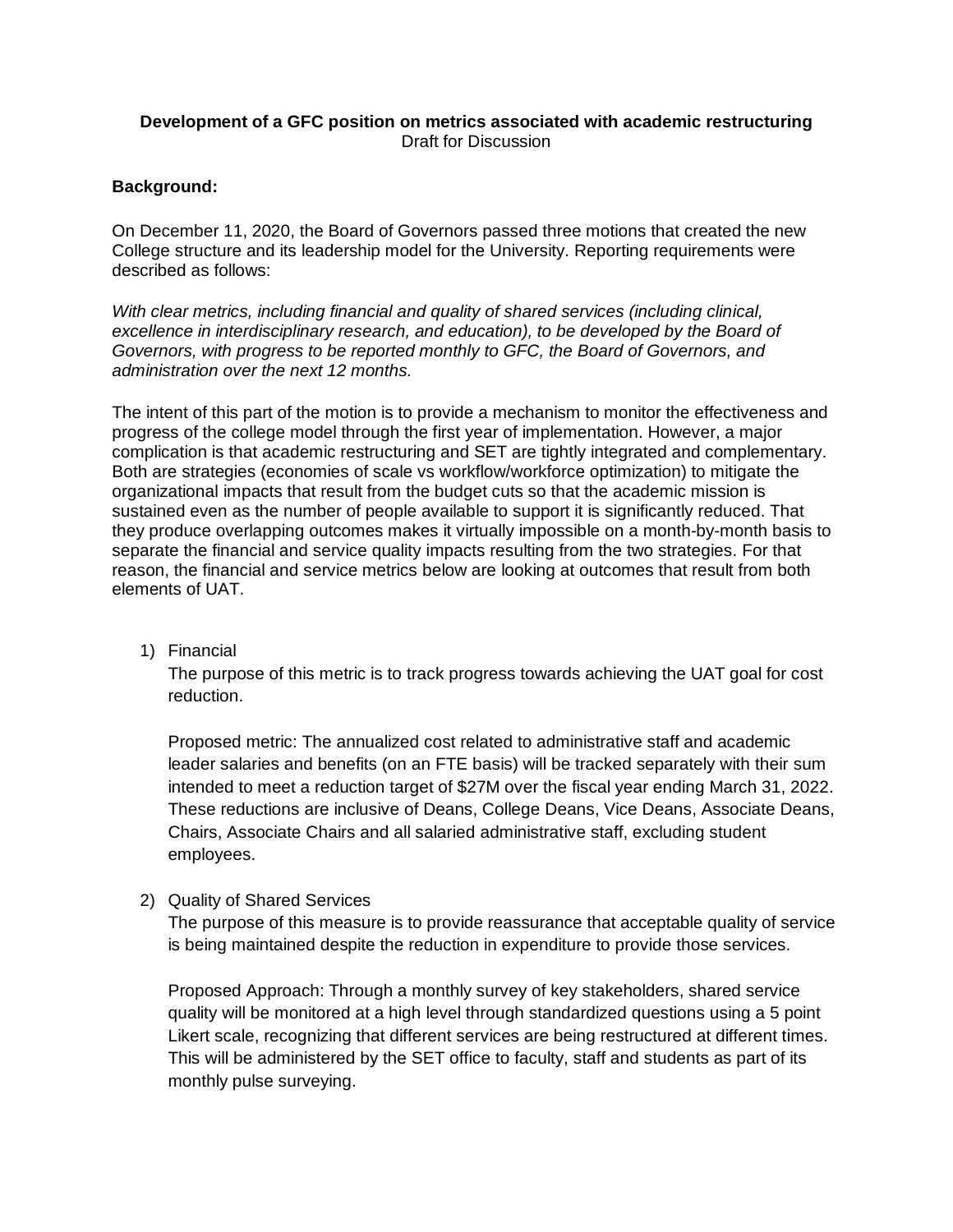**Development of a GFC position on metrics associated with academic restructuring**
Draft for Discussion

**Background:**

On December 11, 2020, the Board of Governors passed three motions that created the new College structure and its leadership model for the University. Reporting requirements were described as follows:

*With clear metrics, including financial and quality of shared services (including clinical, excellence in interdisciplinary research, and education), to be developed by the Board of Governors, with progress to be reported monthly to GFC, the Board of Governors, and administration over the next 12 months.*

The intent of this part of the motion is to provide a mechanism to monitor the effectiveness and progress of the college model through the first year of implementation. However, a major complication is that academic restructuring and SET are tightly integrated and complementary. Both are strategies (economies of scale vs workflow/workforce optimization) to mitigate the organizational impacts that result from the budget cuts so that the academic mission is sustained even as the number of people available to support it is significantly reduced. That they produce overlapping outcomes makes it virtually impossible on a month-by-month basis to separate the financial and service quality impacts resulting from the two strategies. For that reason, the financial and service metrics below are looking at outcomes that result from both elements of UAT.

1) Financial

   The purpose of this metric is to track progress towards achieving the UAT goal for cost reduction.

   Proposed metric: The annualized cost related to administrative staff and academic leader salaries and benefits (on an FTE basis) will be tracked separately with their sum intended to meet a reduction target of $27M over the fiscal year ending March 31, 2022. These reductions are inclusive of Deans, College Deans, Vice Deans, Associate Deans, Chairs, Associate Chairs and all salaried administrative staff, excluding student employees.

2) Quality of Shared Services

   The purpose of this measure is to provide reassurance that acceptable quality of service is being maintained despite the reduction in expenditure to provide those services.

   Proposed Approach: Through a monthly survey of key stakeholders, shared service quality will be monitored at a high level through standardized questions using a 5 point Likert scale, recognizing that different services are being restructured at different times. This will be administered by the SET office to faculty, staff and students as part of its monthly pulse surveying.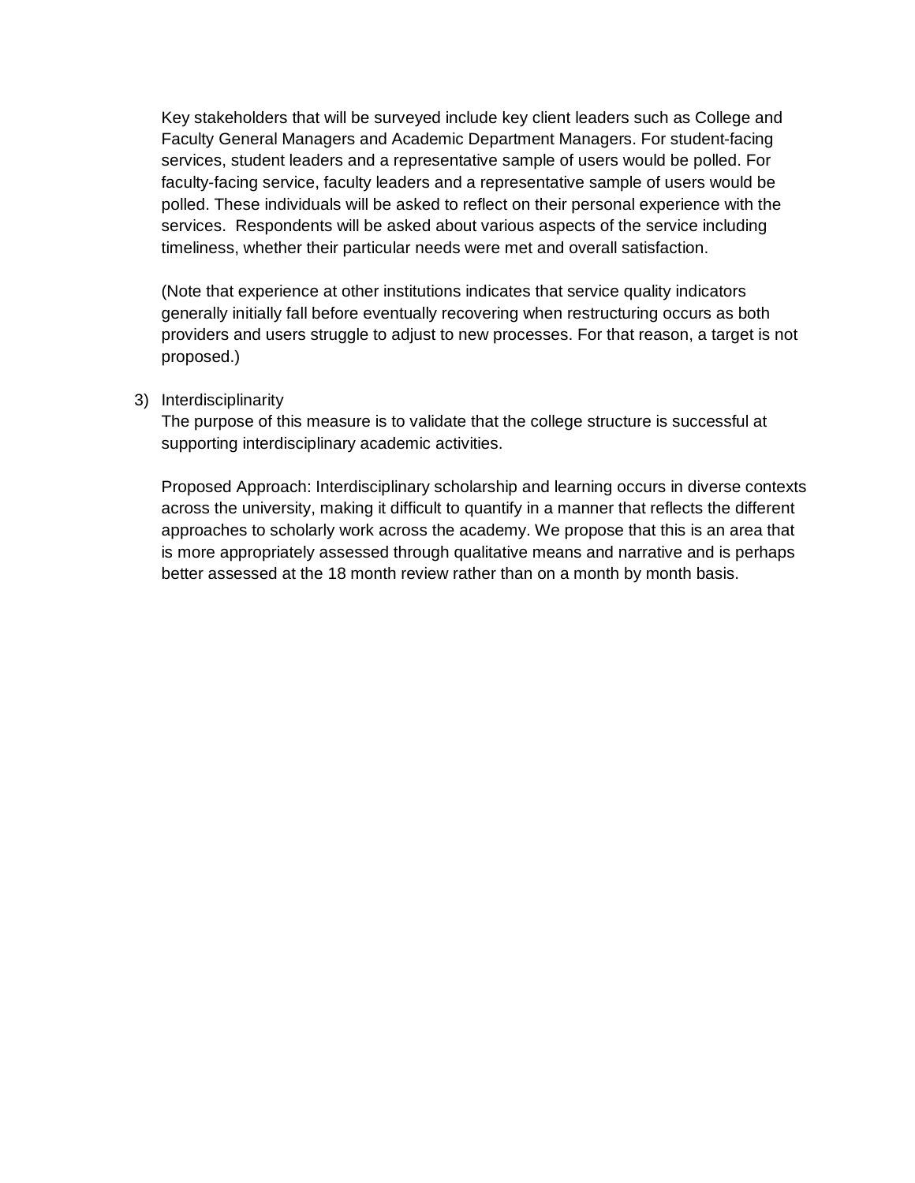Key stakeholders that will be surveyed include key client leaders such as College and Faculty General Managers and Academic Department Managers. For student-facing services, student leaders and a representative sample of users would be polled. For faculty-facing service, faculty leaders and a representative sample of users would be polled. These individuals will be asked to reflect on their personal experience with the services. Respondents will be asked about various aspects of the service including timeliness, whether their particular needs were met and overall satisfaction.

(Note that experience at other institutions indicates that service quality indicators generally initially fall before eventually recovering when restructuring occurs as both providers and users struggle to adjust to new processes. For that reason, a target is not proposed.)

3) Interdisciplinarity

The purpose of this measure is to validate that the college structure is successful at supporting interdisciplinary academic activities.

Proposed Approach: Interdisciplinary scholarship and learning occurs in diverse contexts across the university, making it difficult to quantify in a manner that reflects the different approaches to scholarly work across the academy. We propose that this is an area that is more appropriately assessed through qualitative means and narrative and is perhaps better assessed at the 18 month review rather than on a month by month basis.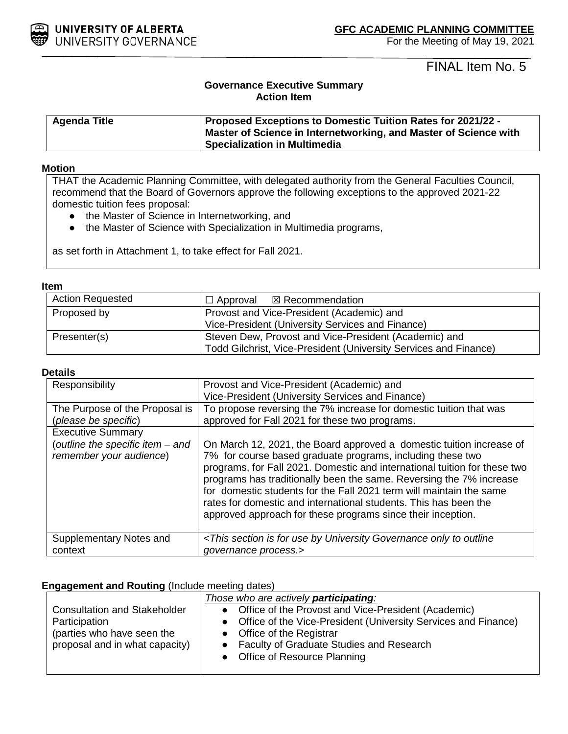**UNIVERSITY OF ALBERTA**
UNIVERSITY GOVERNANCE

**GFC ACADEMIC PLANNING COMMITTEE**
For the Meeting of May 19, 2021

FINAL Item No. 5

**Governance Executive Summary**
**Action Item**

| **Agenda Title** | **Proposed Exceptions to Domestic Tuition Rates for 2021/22 - Master of Science in Internetworking, and Master of Science with Specialization in Multimedia** |
|---|---|

**Motion**

THAT the Academic Planning Committee, with delegated authority from the General Faculties Council, recommend that the Board of Governors approve the following exceptions to the approved 2021-22 domestic tuition fees proposal:

- the Master of Science in Internetworking, and
- the Master of Science with Specialization in Multimedia programs,

as set forth in Attachment 1, to take effect for Fall 2021.

**Item**

| | |
|---|---|
| Action Requested | ☐ Approval ☒ Recommendation |
| Proposed by | Provost and Vice-President (Academic) and Vice-President (University Services and Finance) |
| Presenter(s) | Steven Dew, Provost and Vice-President (Academic) and Todd Gilchrist, Vice-President (University Services and Finance) |

**Details**

| | |
|---|---|
| Responsibility | Provost and Vice-President (Academic) and Vice-President (University Services and Finance) |
| The Purpose of the Proposal is (*please be specific*) | To propose reversing the 7% increase for domestic tuition that was approved for Fall 2021 for these two programs. |
| Executive Summary (*outline the specific item – and remember your audience*) | On March 12, 2021, the Board approved a domestic tuition increase of 7% for course based graduate programs, including these two programs, for Fall 2021. Domestic and international tuition for these two programs has traditionally been the same. Reversing the 7% increase for domestic students for the Fall 2021 term will maintain the same rates for domestic and international students. This has been the approved approach for these programs since their inception. |
| Supplementary Notes and context | *<This section is for use by University Governance only to outline governance process.>* |

**Engagement and Routing** (Include meeting dates)

| | |
|---|---|
| Consultation and Stakeholder Participation (parties who have seen the proposal and in what capacity) | *Those who are actively **participating**:* <br>• Office of the Provost and Vice-President (Academic) <br>• Office of the Vice-President (University Services and Finance) <br>• Office of the Registrar <br>• Faculty of Graduate Studies and Research <br>• Office of Resource Planning |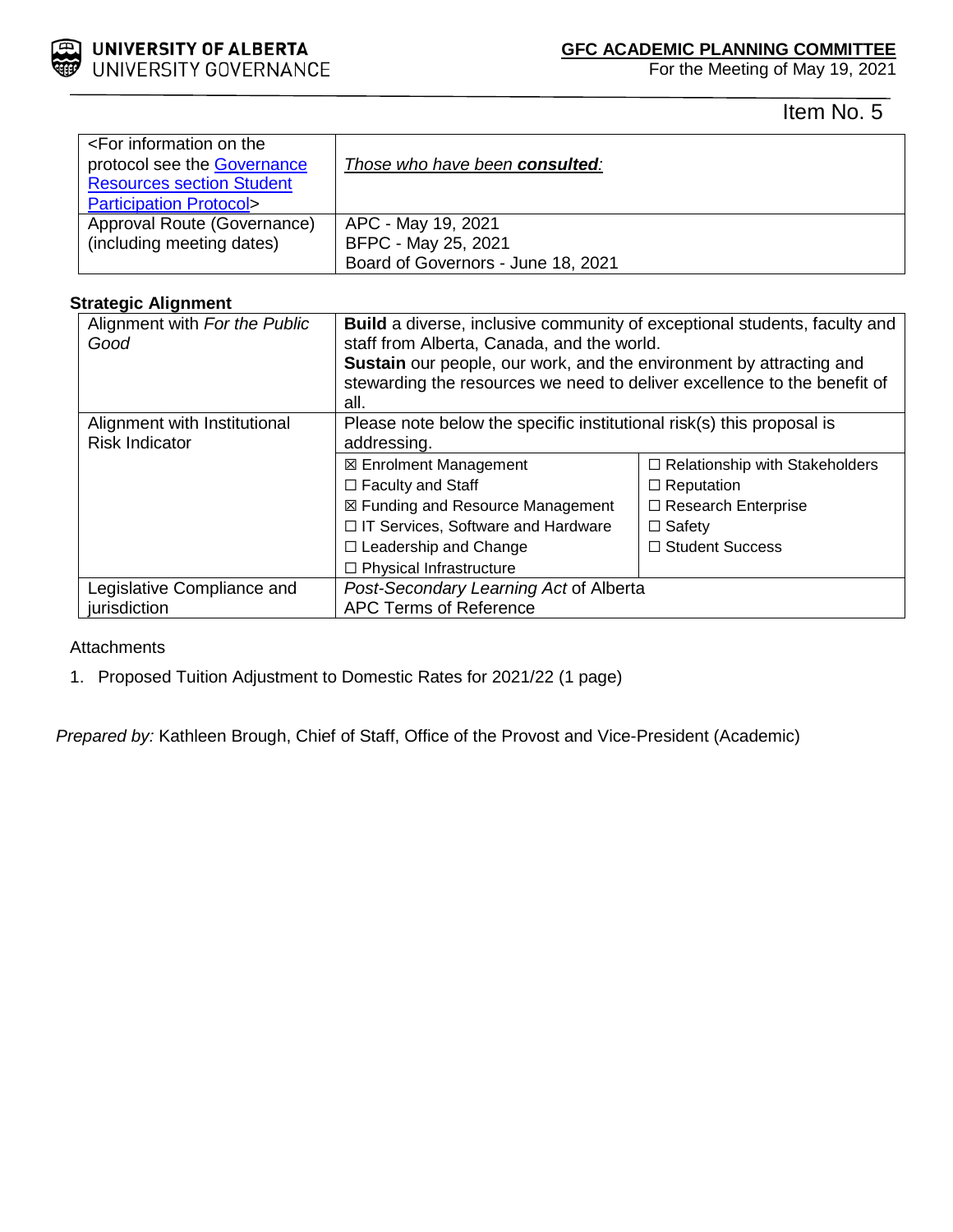Item No. 5

| <For information on the protocol see the Governance Resources section Student Participation Protocol> | *Those who have been **consulted**:* |
|---|---|
| Approval Route (Governance) (including meeting dates) | APC - May 19, 2021<br>BFPC - May 25, 2021<br>Board of Governors - June 18, 2021 |

**Strategic Alignment**

| Alignment with *For the Public Good* | **Build** a diverse, inclusive community of exceptional students, faculty and staff from Alberta, Canada, and the world.<br>**Sustain** our people, our work, and the environment by attracting and stewarding the resources we need to deliver excellence to the benefit of all. | |
|---|---|---|
| Alignment with Institutional Risk Indicator | Please note below the specific institutional risk(s) this proposal is addressing. | |
| | ☒ Enrolment Management<br>☐ Faculty and Staff<br>☒ Funding and Resource Management<br>☐ IT Services, Software and Hardware<br>☐ Leadership and Change<br>☐ Physical Infrastructure | ☐ Relationship with Stakeholders<br>☐ Reputation<br>☐ Research Enterprise<br>☐ Safety<br>☐ Student Success |
| Legislative Compliance and jurisdiction | *Post-Secondary Learning Act* of Alberta<br>APC Terms of Reference | |

Attachments

1. Proposed Tuition Adjustment to Domestic Rates for 2021/22 (1 page)

*Prepared by:* Kathleen Brough, Chief of Staff, Office of the Provost and Vice-President (Academic)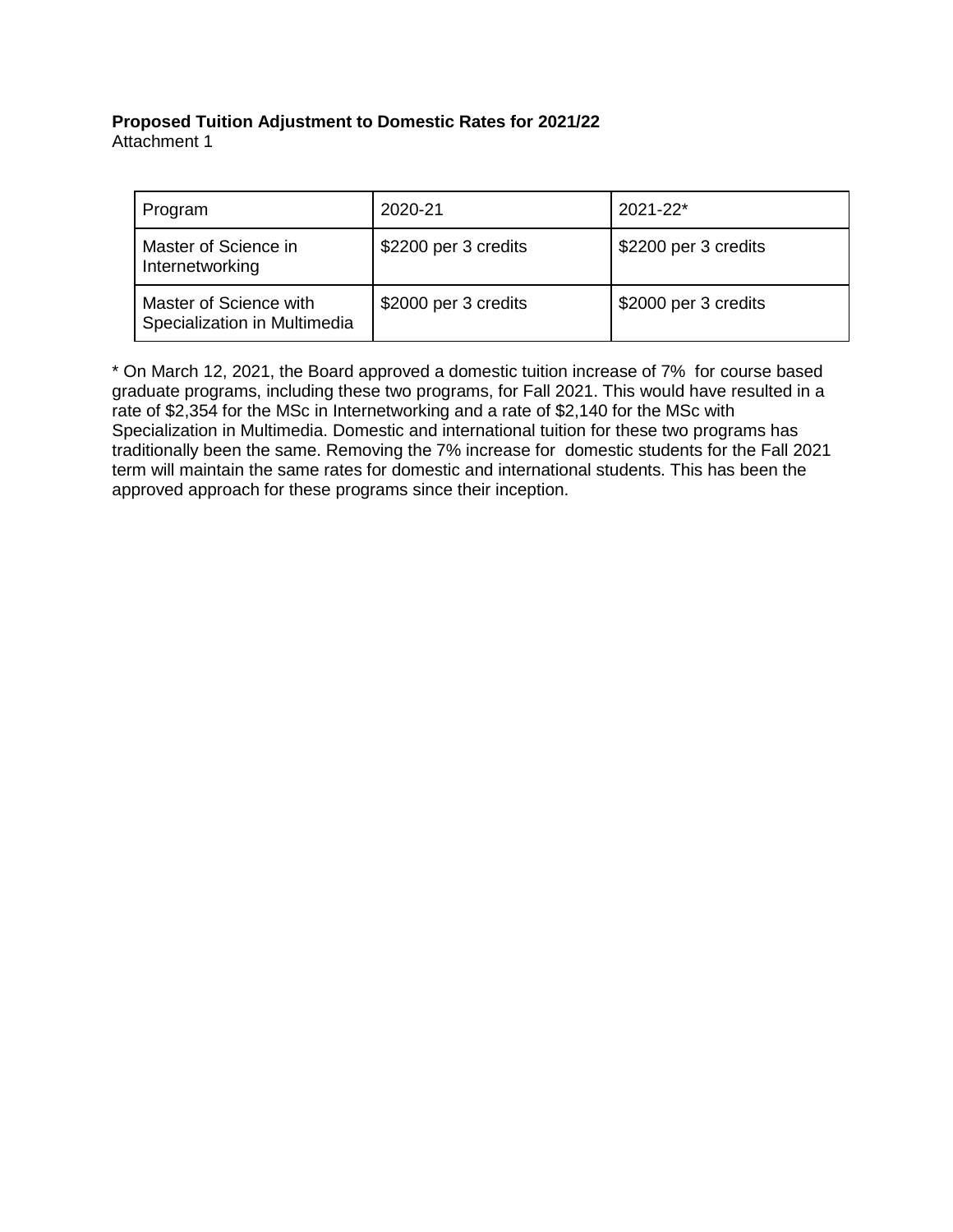**Proposed Tuition Adjustment to Domestic Rates for 2021/22**
Attachment 1

| Program | 2020-21 | 2021-22* |
|---|---|---|
| Master of Science in Internetworking | $2200 per 3 credits | $2200 per 3 credits |
| Master of Science with Specialization in Multimedia | $2000 per 3 credits | $2000 per 3 credits |

* On March 12, 2021, the Board approved a domestic tuition increase of 7% for course based graduate programs, including these two programs, for Fall 2021. This would have resulted in a rate of $2,354 for the MSc in Internetworking and a rate of $2,140 for the MSc with Specialization in Multimedia. Domestic and international tuition for these two programs has traditionally been the same. Removing the 7% increase for domestic students for the Fall 2021 term will maintain the same rates for domestic and international students. This has been the approved approach for these programs since their inception.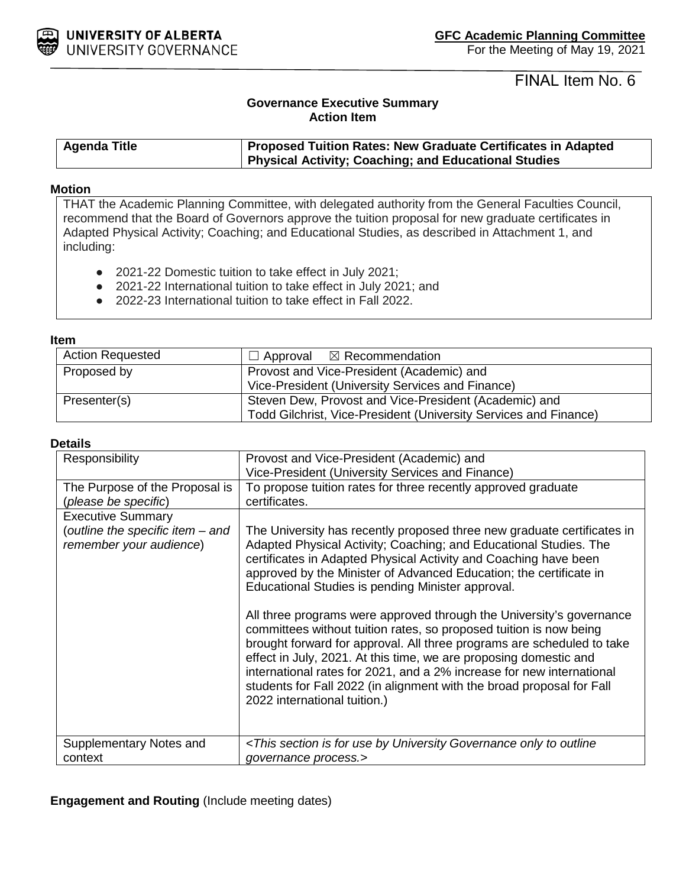UNIVERSITY OF ALBERTA
UNIVERSITY GOVERNANCE

**GFC Academic Planning Committee**
For the Meeting of May 19, 2021

FINAL Item No. 6

**Governance Executive Summary**
**Action Item**

| Agenda Title | Proposed Tuition Rates: New Graduate Certificates in Adapted Physical Activity; Coaching; and Educational Studies |
|---|---|

**Motion**

THAT the Academic Planning Committee, with delegated authority from the General Faculties Council, recommend that the Board of Governors approve the tuition proposal for new graduate certificates in Adapted Physical Activity; Coaching; and Educational Studies, as described in Attachment 1, and including:

- 2021-22 Domestic tuition to take effect in July 2021;
- 2021-22 International tuition to take effect in July 2021; and
- 2022-23 International tuition to take effect in Fall 2022.

**Item**

| Action Requested | ☐ Approval ☒ Recommendation |
|---|---|
| Proposed by | Provost and Vice-President (Academic) and Vice-President (University Services and Finance) |
| Presenter(s) | Steven Dew, Provost and Vice-President (Academic) and Todd Gilchrist, Vice-President (University Services and Finance) |

**Details**

| Responsibility | Provost and Vice-President (Academic) and Vice-President (University Services and Finance) |
|---|---|
| The Purpose of the Proposal is (*please be specific*) | To propose tuition rates for three recently approved graduate certificates. |
| Executive Summary (*outline the specific item – and remember your audience*) | The University has recently proposed three new graduate certificates in Adapted Physical Activity; Coaching; and Educational Studies. The certificates in Adapted Physical Activity and Coaching have been approved by the Minister of Advanced Education; the certificate in Educational Studies is pending Minister approval.<br><br>All three programs were approved through the University's governance committees without tuition rates, so proposed tuition is now being brought forward for approval. All three programs are scheduled to take effect in July, 2021. At this time, we are proposing domestic and international rates for 2021, and a 2% increase for new international students for Fall 2022 (in alignment with the broad proposal for Fall 2022 international tuition.) |
| Supplementary Notes and context | *<This section is for use by University Governance only to outline governance process.>* |

**Engagement and Routing** (Include meeting dates)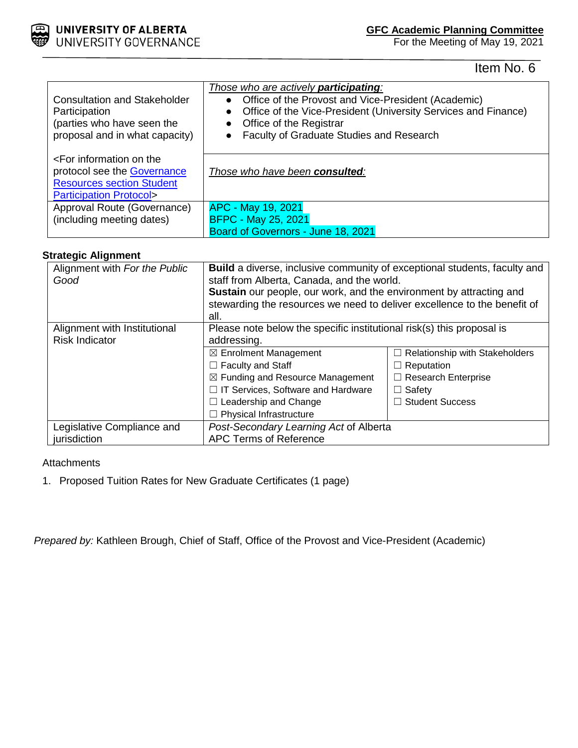Item No. 6

| Consultation and Stakeholder Participation (parties who have seen the proposal and in what capacity)<br><br><For information on the protocol see the Governance Resources section Student Participation Protocol> | *Those who are actively **participating**:*<br>• Office of the Provost and Vice-President (Academic)<br>• Office of the Vice-President (University Services and Finance)<br>• Office of the Registrar<br>• Faculty of Graduate Studies and Research<br><br>*Those who have been **consulted**:* |
|---|---|
| Approval Route (Governance) (including meeting dates) | APC - May 19, 2021<br>BFPC - May 25, 2021<br>Board of Governors - June 18, 2021 |

**Strategic Alignment**

| Alignment with *For the Public Good* | **Build** a diverse, inclusive community of exceptional students, faculty and staff from Alberta, Canada, and the world.<br>**Sustain** our people, our work, and the environment by attracting and stewarding the resources we need to deliver excellence to the benefit of all. | |
|---|---|---|
| Alignment with Institutional Risk Indicator | Please note below the specific institutional risk(s) this proposal is addressing. | |
| | ☒ Enrolment Management<br>☐ Faculty and Staff<br>☒ Funding and Resource Management<br>☐ IT Services, Software and Hardware<br>☐ Leadership and Change<br>☐ Physical Infrastructure | ☐ Relationship with Stakeholders<br>☐ Reputation<br>☐ Research Enterprise<br>☐ Safety<br>☐ Student Success |
| Legislative Compliance and jurisdiction | *Post-Secondary Learning Act* of Alberta<br>APC Terms of Reference | |

Attachments

1. Proposed Tuition Rates for New Graduate Certificates (1 page)

*Prepared by:* Kathleen Brough, Chief of Staff, Office of the Provost and Vice-President (Academic)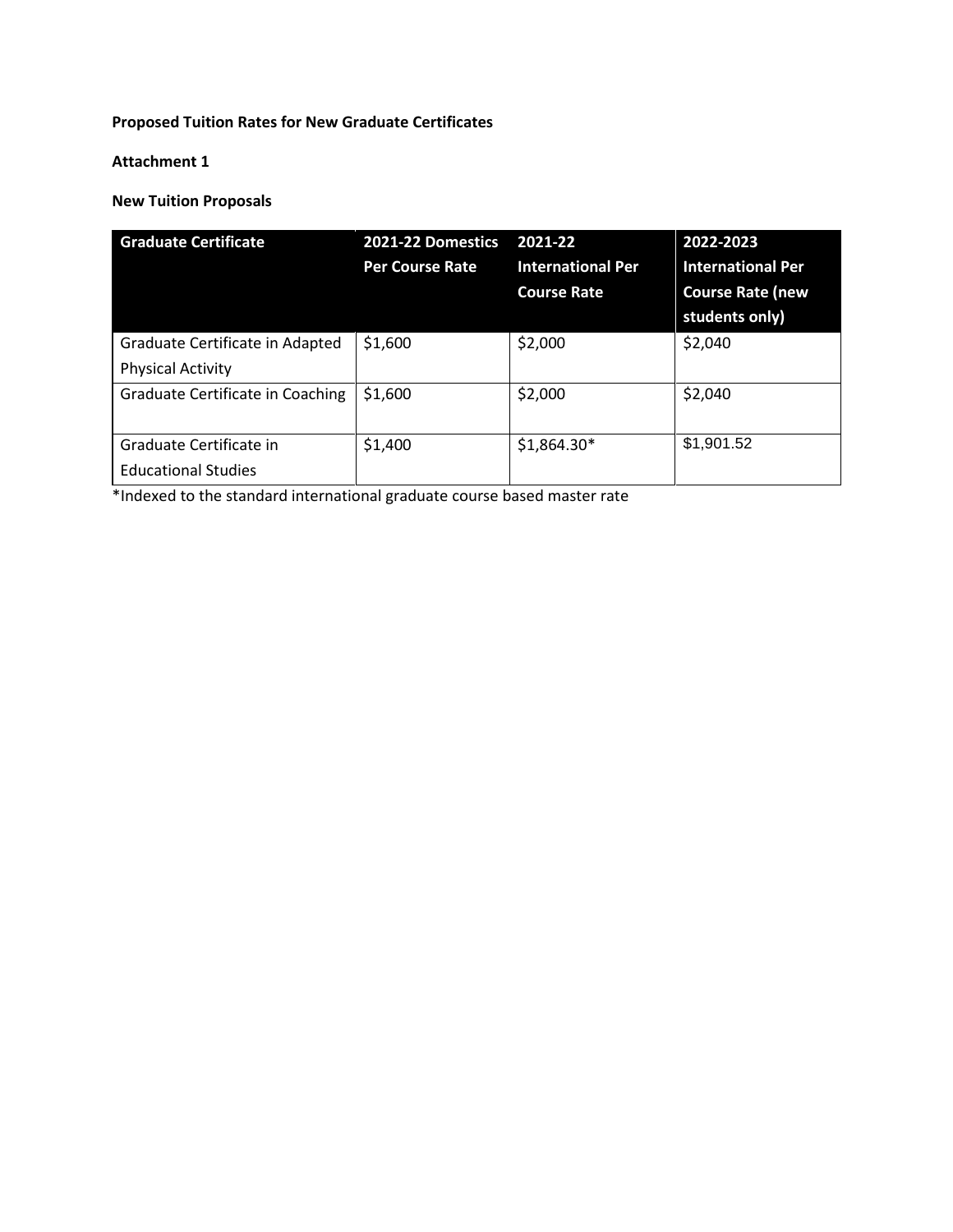**Proposed Tuition Rates for New Graduate Certificates**

**Attachment 1**

**New Tuition Proposals**

| Graduate Certificate | 2021-22 Domestics Per Course Rate | 2021-22 International Per Course Rate | 2022-2023 International Per Course Rate (new students only) |
|---|---|---|---|
| Graduate Certificate in Adapted Physical Activity | $1,600 | $2,000 | $2,040 |
| Graduate Certificate in Coaching | $1,600 | $2,000 | $2,040 |
| Graduate Certificate in Educational Studies | $1,400 | $1,864.30* | $1,901.52 |

*Indexed to the standard international graduate course based master rate